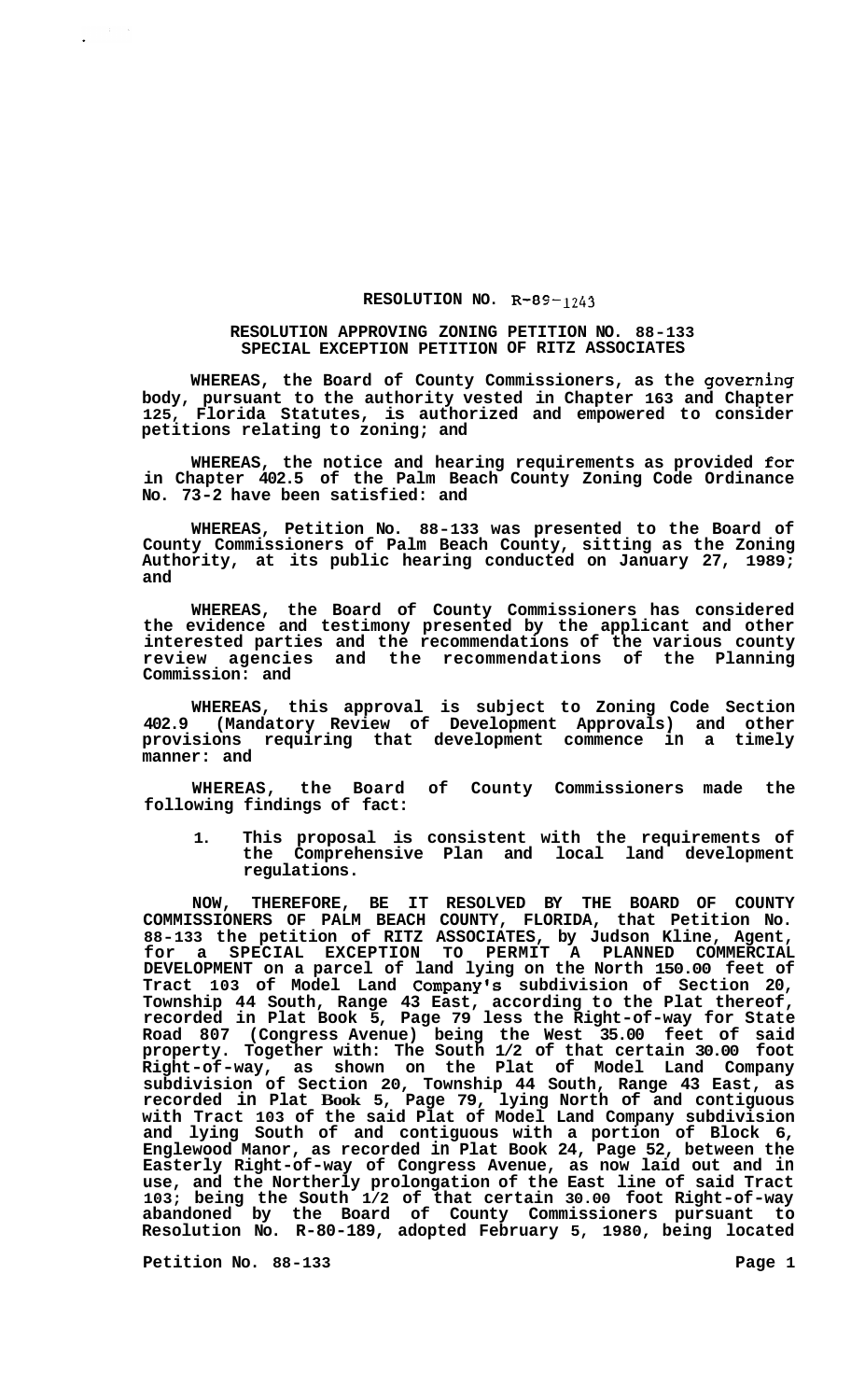# RESOLUTION NO. R-89-1243

## RESOLUTION APPROVING ZONING PETITION NO. 88-133 SPECIAL EXCEPTION PETITION OF RITZ ASSOCIATES

**WHEREAS, the Board of County Commissioners, as the governing body, pursuant to the authority vested in Chapter 163 and Chapter 125, Florida Statutes, is authorized and empowered to consider petitions relating to zoning; and**

**WHEREAS, the notice and hearing requirements as provided for in Chapter 402.5 of the Palm Beach County Zoning Code Ordinance No. 73-2 have been satisfied: and**

**WHEREAS, Petition No. 88-133 was presented to the Board of County Commissioners of Palm Beach County, sitting as the Zoning Authority, at its public hearing conducted on January 27, 1989; and**

**WHEREAS, the Board of County Commissioners has considered the evidence and testimony presented by the applicant and other interested parties and the recommendations of the various county review agencies and the recommendations of the Planning Commission: and**

**WHEREAS, this approval is subject to Zoning Code Section 402.9 (Mandatory Review of Development Approvals) and other provisions requiring that development commence in a timely manner: and**

**WHEREAS, the Board of County Commissioners made the following findings of fact:**

1. **This proposal is consistent with the requirements of the Comprehensive Plan and local land development regulations.**

**NOW, THEREFORE, BE IT RESOLVED BY THE BOARD OF COUNTY COMMISSIONERS OF PALM BEACH COUNTY, FLORIDA, that Petition No. 88-133 the petition of RITZ ASSOCIATES, by Judson Kline, Agent, for a SPECIAL EXCEPTION TO PERMIT A PLANNED COMMERCIAL DEVELOPMENT on a parcel of land lying on the North 150.00 feet of Tract 103 of Model Land Company's subdivision of Section 20, Township 44 South, Range 43 East, according to the Plat thereof, recorded in Plat Book 5, Page 79 less the Right-of-way for State Road 807 (Congress Avenue) being the West 35.00 feet of said property. Together with: The South 1/2 of that certain 30.00 foot Right-of-way, as shown on the Plat of Model Land Company subdivision of Section 20, Township 44 South, Range 43 East, as recorded in Plat Book 5, Page 79, lying North of and contiguous with Tract 103 of the said Plat of Model Land Company subdivision and lying South of and contiguous with a portion of Block 6, Englewood Manor, as recorded in Plat Book 24, Page 52, between the Easterly Right-of-way of Congress Avenue, as now laid out and in use, and the Northerly prolongation of the East line of said Tract 103; being the South 1/2 of that certain 30.00 foot Right-of-way abandoned by the Board of County Commissioners pursuant to Resolution No. R-80-189, adopted February 5, 1980, being located**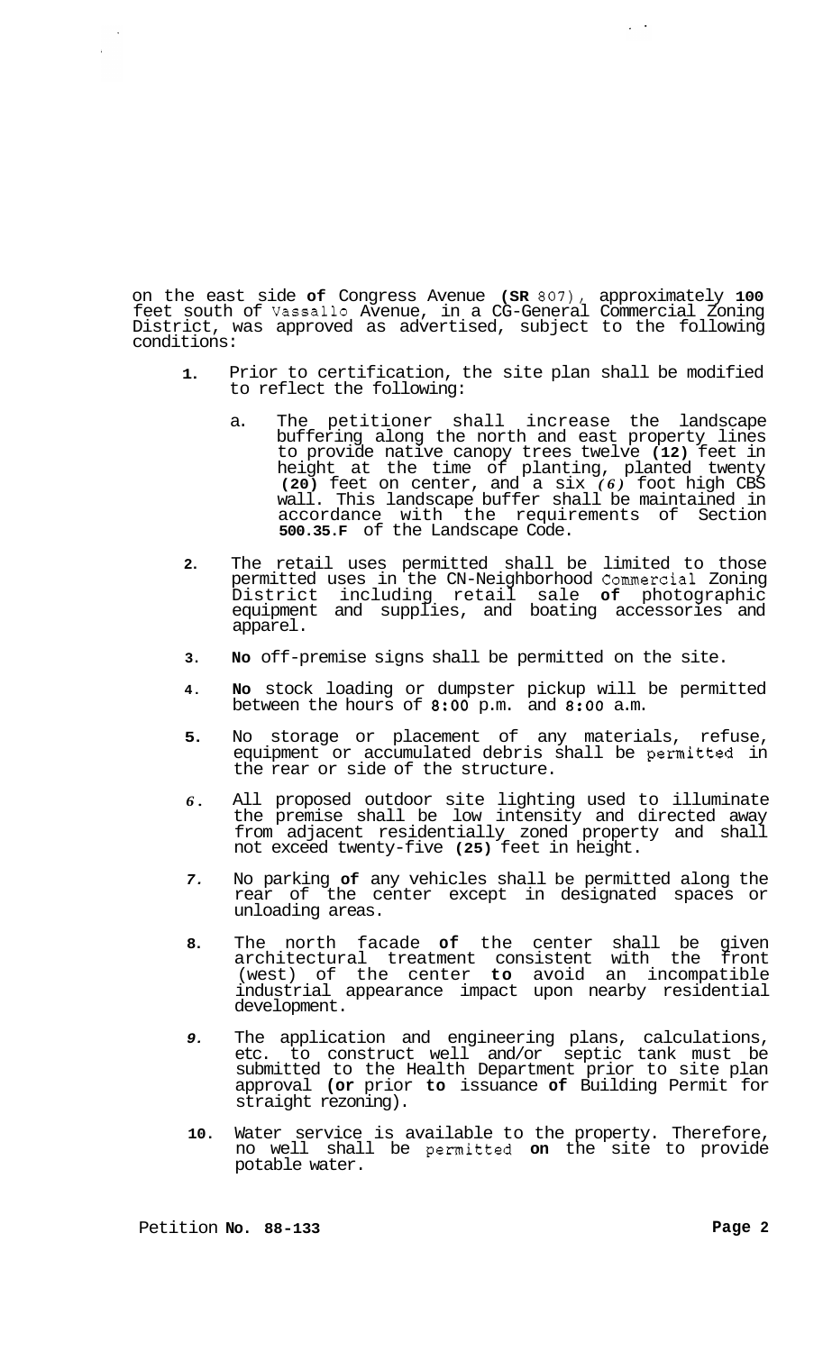on the east side of Congress Avenue (SR 807), approximately 100 feet south of Vassallo Avenue, in a CG-General Commercial Zoning District, was approved as advertised, subject to the following conditions:

1. Prior to certification, the site plan shall be modified to reflect the following:

   a. The petitioner shall increase the landscape buffering along the north and east property lines to provide native canopy trees twelve (12) feet in height at the time of planting, planted twenty (20) feet on center, and a six (6) foot high CBS wall. This landscape buffer shall be maintained in accordance with the requirements of Section 500.35.F of the Landscape Code.

2. The retail uses permitted shall be limited to those permitted uses in the CN-Neighborhood Commercial Zoning District including retail sale of photographic equipment and supplies, and boating accessories and apparel.

3. No off-premise signs shall be permitted on the site.

4. No stock loading or dumpster pickup will be permitted between the hours of 8:00 p.m. and 8:00 a.m.

5. No storage or placement of any materials, refuse, equipment or accumulated debris shall be permitted in the rear or side of the structure.

6. All proposed outdoor site lighting used to illuminate the premise shall be low intensity and directed away from adjacent residentially zoned property and shall not exceed twenty-five (25) feet in height.

7. No parking of any vehicles shall be permitted along the rear of the center except in designated spaces or unloading areas.

8. The north facade of the center shall be given architectural treatment consistent with the front (west) of the center to avoid an incompatible industrial appearance impact upon nearby residential development.

9. The application and engineering plans, calculations, etc. to construct well and/or septic tank must be submitted to the Health Department prior to site plan approval (or prior to issuance of Building Permit for straight rezoning).

10. Water service is available to the property. Therefore, no well shall be permitted on the site to provide potable water.

Petition No. 88-133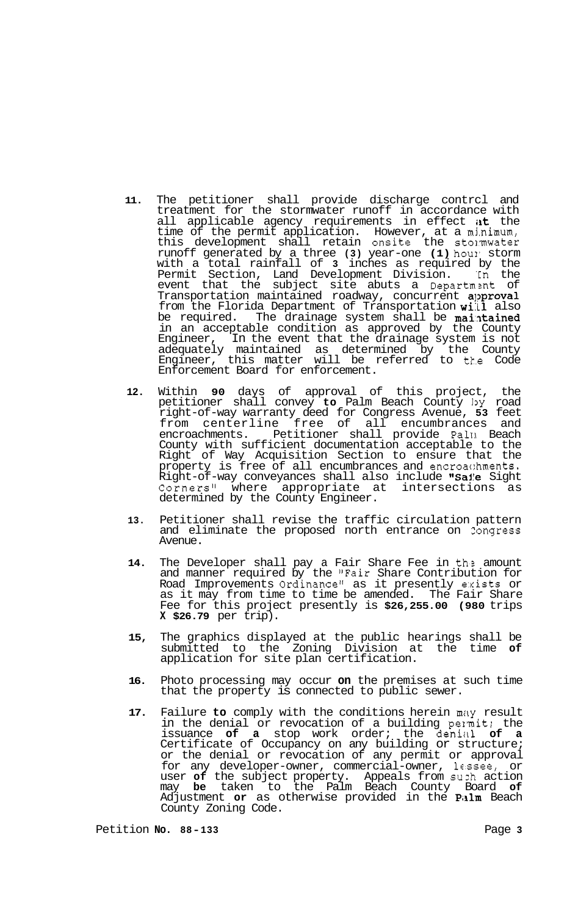11. The petitioner shall provide discharge control and treatment for the stormwater runoff in accordance with all applicable agency requirements in effect at the time of the permit application. However, at a minimum, this development shall retain onsite the stormwater runoff generated by a three (3) year-one (1) hour storm with a total rainfall of 3 inches as required by the Permit Section, Land Development Division. In the event that the subject site abuts a Department of Transportation maintained roadway, concurrent approval from the Florida Department of Transportation will also be required. The drainage system shall be maintained in an acceptable condition as approved by the County Engineer, In the event that the drainage system is not adequately maintained as determined by the County Engineer, this matter will be referred to the Code Enforcement Board for enforcement.

12. Within 90 days of approval of this project, the petitioner shall convey to Palm Beach County by road right-of-way warranty deed for Congress Avenue, 53 feet from centerline free of all encumbrances and encroachments. Petitioner shall provide Palm Beach County with sufficient documentation acceptable to the Right of Way Acquisition Section to ensure that the property is free of all encumbrances and encroachments. Right-of-way conveyances shall also include "Safe Sight Corners" where appropriate at intersections as determined by the County Engineer.

13. Petitioner shall revise the traffic circulation pattern and eliminate the proposed north entrance on Congress Avenue.

14. The Developer shall pay a Fair Share Fee in the amount and manner required by the "Fair Share Contribution for Road Improvements Ordinance" as it presently exists or as it may from time to time be amended. The Fair Share Fee for this project presently is $26,255.00 (980 trips X $26.79 per trip).

15. The graphics displayed at the public hearings shall be submitted to the Zoning Division at the time of application for site plan certification.

16. Photo processing may occur on the premises at such time that the property is connected to public sewer.

17. Failure to comply with the conditions herein may result in the denial or revocation of a building permit; the issuance of a stop work order; the denial of a Certificate of Occupancy on any building or structure; or the denial or revocation of any permit or approval for any developer-owner, commercial-owner, lessee, or user of the subject property. Appeals from such action may be taken to the Palm Beach County Board of Adjustment or as otherwise provided in the Palm Beach County Zoning Code.

Petition No. 88-133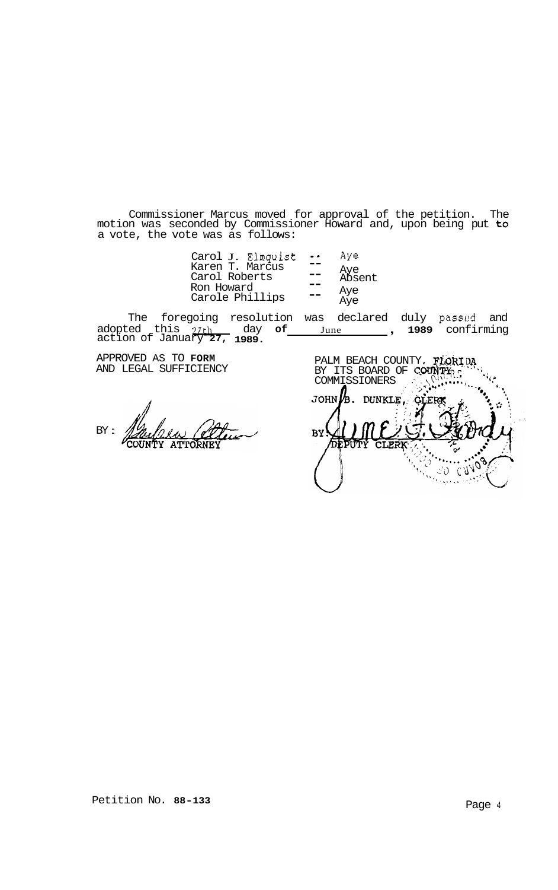Commissioner Marcus moved for approval of the petition. The motion was seconded by Commissioner Howard and, upon being put to a vote, the vote was as follows:

| | | |
|---|---|---|
| Carol J. Elmquist | -- | Aye |
| Karen T. Marcus | -- | Aye |
| Carol Roberts | -- | Absent |
| Ron Howard | -- | Aye |
| Carole Phillips | -- | Aye |

The foregoing resolution was declared duly passed and adopted this 27th day of June, 1989 confirming action of January 27, 1989.

APPROVED AS TO FORM AND LEGAL SUFFICIENCY

BY: COUNTY ATTORNEY

PALM BEACH COUNTY, FLORIDA
BY ITS BOARD OF COUNTY COMMISSIONERS

JOHN B. DUNKLE, CLERK

BY: DEPUTY CLERK

Petition No. 88-133